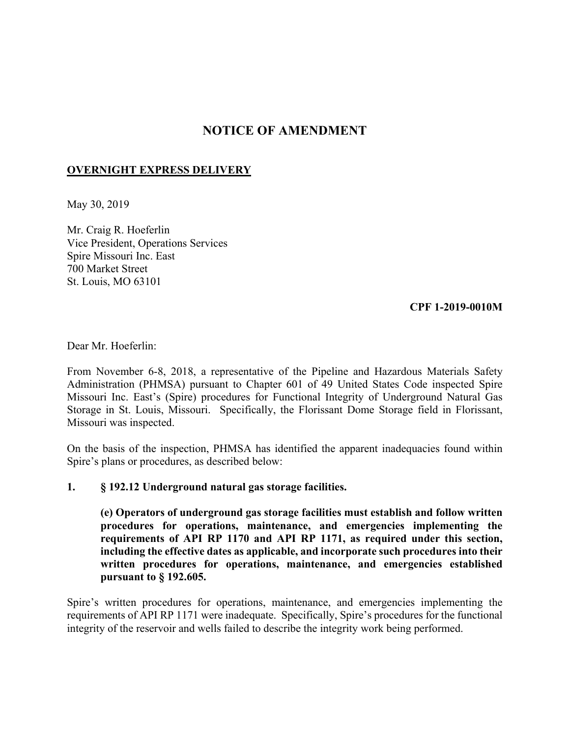# NOTICE OF AMENDMENT

**OVERNIGHT EXPRESS DELIVERY**

May 30, 2019

Mr. Craig R. Hoeferlin
Vice President, Operations Services
Spire Missouri Inc. East
700 Market Street
St. Louis, MO 63101

**CPF 1-2019-0010M**

Dear Mr. Hoeferlin:

From November 6-8, 2018, a representative of the Pipeline and Hazardous Materials Safety Administration (PHMSA) pursuant to Chapter 601 of 49 United States Code inspected Spire Missouri Inc. East's (Spire) procedures for Functional Integrity of Underground Natural Gas Storage in St. Louis, Missouri. Specifically, the Florissant Dome Storage field in Florissant, Missouri was inspected.

On the basis of the inspection, PHMSA has identified the apparent inadequacies found within Spire's plans or procedures, as described below:

**1. § 192.12 Underground natural gas storage facilities.**

**(e) Operators of underground gas storage facilities must establish and follow written procedures for operations, maintenance, and emergencies implementing the requirements of API RP 1170 and API RP 1171, as required under this section, including the effective dates as applicable, and incorporate such procedures into their written procedures for operations, maintenance, and emergencies established pursuant to § 192.605.**

Spire's written procedures for operations, maintenance, and emergencies implementing the requirements of API RP 1171 were inadequate. Specifically, Spire's procedures for the functional integrity of the reservoir and wells failed to describe the integrity work being performed.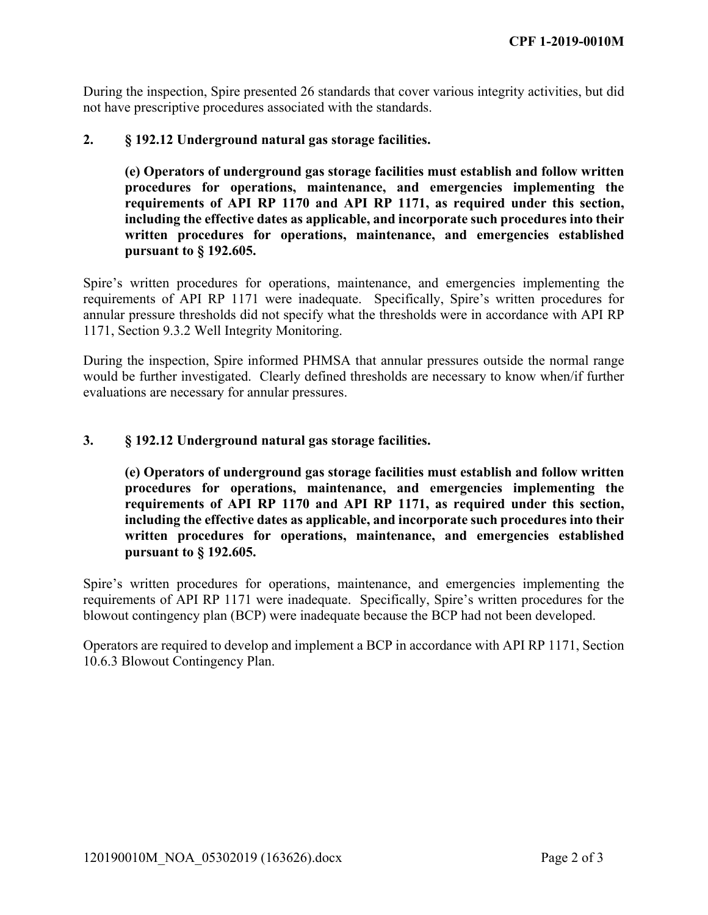During the inspection, Spire presented 26 standards that cover various integrity activities, but did not have prescriptive procedures associated with the standards.

**2. § 192.12 Underground natural gas storage facilities.**

> **(e) Operators of underground gas storage facilities must establish and follow written procedures for operations, maintenance, and emergencies implementing the requirements of API RP 1170 and API RP 1171, as required under this section, including the effective dates as applicable, and incorporate such procedures into their written procedures for operations, maintenance, and emergencies established pursuant to § 192.605.**

Spire's written procedures for operations, maintenance, and emergencies implementing the requirements of API RP 1171 were inadequate. Specifically, Spire's written procedures for annular pressure thresholds did not specify what the thresholds were in accordance with API RP 1171, Section 9.3.2 Well Integrity Monitoring.

During the inspection, Spire informed PHMSA that annular pressures outside the normal range would be further investigated. Clearly defined thresholds are necessary to know when/if further evaluations are necessary for annular pressures.

**3. § 192.12 Underground natural gas storage facilities.**

> **(e) Operators of underground gas storage facilities must establish and follow written procedures for operations, maintenance, and emergencies implementing the requirements of API RP 1170 and API RP 1171, as required under this section, including the effective dates as applicable, and incorporate such procedures into their written procedures for operations, maintenance, and emergencies established pursuant to § 192.605.**

Spire's written procedures for operations, maintenance, and emergencies implementing the requirements of API RP 1171 were inadequate. Specifically, Spire's written procedures for the blowout contingency plan (BCP) were inadequate because the BCP had not been developed.

Operators are required to develop and implement a BCP in accordance with API RP 1171, Section 10.6.3 Blowout Contingency Plan.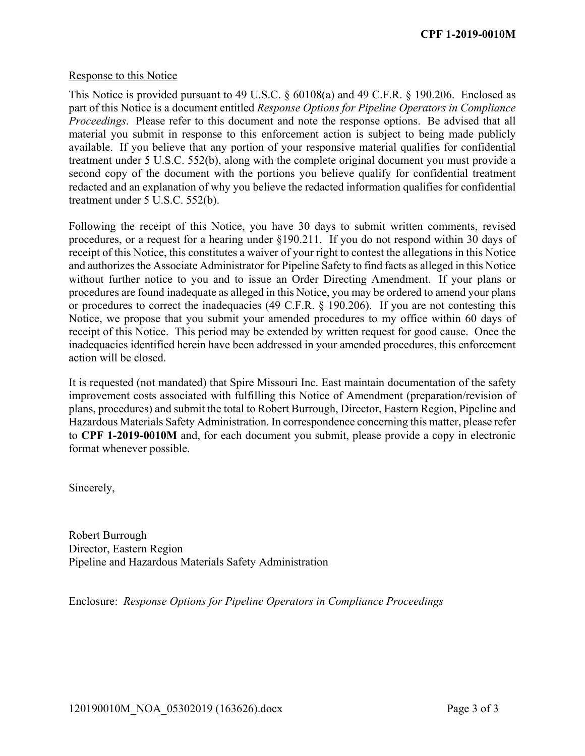Response to this Notice

This Notice is provided pursuant to 49 U.S.C. § 60108(a) and 49 C.F.R. § 190.206. Enclosed as part of this Notice is a document entitled *Response Options for Pipeline Operators in Compliance Proceedings*. Please refer to this document and note the response options. Be advised that all material you submit in response to this enforcement action is subject to being made publicly available. If you believe that any portion of your responsive material qualifies for confidential treatment under 5 U.S.C. 552(b), along with the complete original document you must provide a second copy of the document with the portions you believe qualify for confidential treatment redacted and an explanation of why you believe the redacted information qualifies for confidential treatment under 5 U.S.C. 552(b).

Following the receipt of this Notice, you have 30 days to submit written comments, revised procedures, or a request for a hearing under §190.211. If you do not respond within 30 days of receipt of this Notice, this constitutes a waiver of your right to contest the allegations in this Notice and authorizes the Associate Administrator for Pipeline Safety to find facts as alleged in this Notice without further notice to you and to issue an Order Directing Amendment. If your plans or procedures are found inadequate as alleged in this Notice, you may be ordered to amend your plans or procedures to correct the inadequacies (49 C.F.R. § 190.206). If you are not contesting this Notice, we propose that you submit your amended procedures to my office within 60 days of receipt of this Notice. This period may be extended by written request for good cause. Once the inadequacies identified herein have been addressed in your amended procedures, this enforcement action will be closed.

It is requested (not mandated) that Spire Missouri Inc. East maintain documentation of the safety improvement costs associated with fulfilling this Notice of Amendment (preparation/revision of plans, procedures) and submit the total to Robert Burrough, Director, Eastern Region, Pipeline and Hazardous Materials Safety Administration. In correspondence concerning this matter, please refer to **CPF 1-2019-0010M** and, for each document you submit, please provide a copy in electronic format whenever possible.

Sincerely,

Robert Burrough
Director, Eastern Region
Pipeline and Hazardous Materials Safety Administration

Enclosure: *Response Options for Pipeline Operators in Compliance Proceedings*